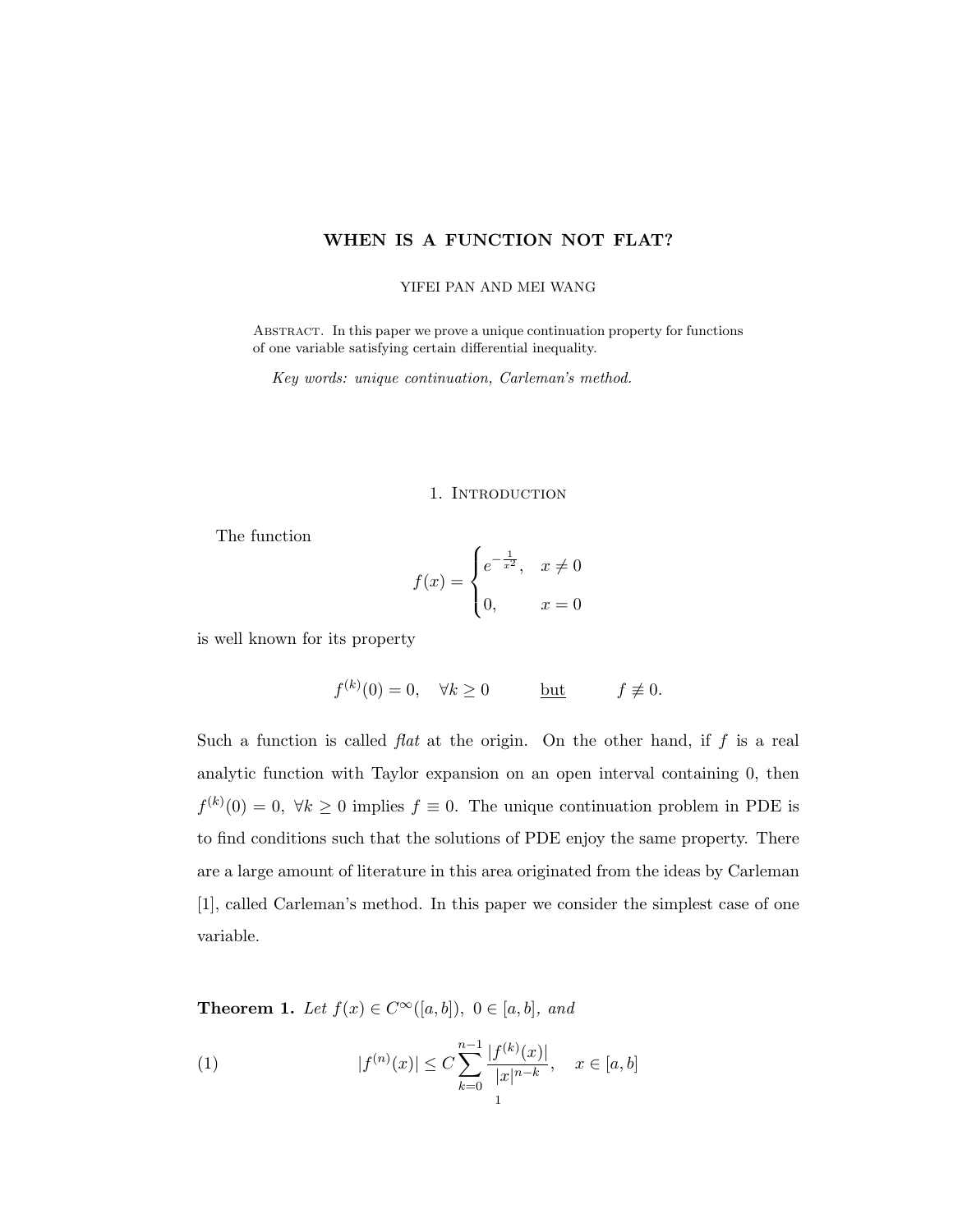# WHEN IS A FUNCTION NOT FLAT?

YIFEI PAN AND MEI WANG

Abstract. In this paper we prove a unique continuation property for functions of one variable satisfying certain differential inequality.

*Key words: unique continuation, Carleman's method.*

## 1. Introduction

The function

$$f(x) = \begin{cases} e^{-\frac{1}{x^2}}, & x \neq 0 \\ 0, & x = 0 \end{cases}$$

is well known for its property

$$f^{(k)}(0) = 0, \quad \forall k \geq 0 \qquad \underline{\text{but}} \qquad f \not\equiv 0.$$

Such a function is called *flat* at the origin. On the other hand, if $f$ is a real analytic function with Taylor expansion on an open interval containing 0, then $f^{(k)}(0) = 0,\ \forall k \geq 0$ implies $f \equiv 0$. The unique continuation problem in PDE is to find conditions such that the solutions of PDE enjoy the same property. There are a large amount of literature in this area originated from the ideas by Carleman [1], called Carleman's method. In this paper we consider the simplest case of one variable.

**Theorem 1.** *Let $f(x) \in C^\infty([a,b]),\ 0 \in [a,b]$, and*

$$|f^{(n)}(x)| \leq C \sum_{k=0}^{n-1} \frac{|f^{(k)}(x)|}{|x|^{n-k}}, \quad x \in [a,b] \tag{1}$$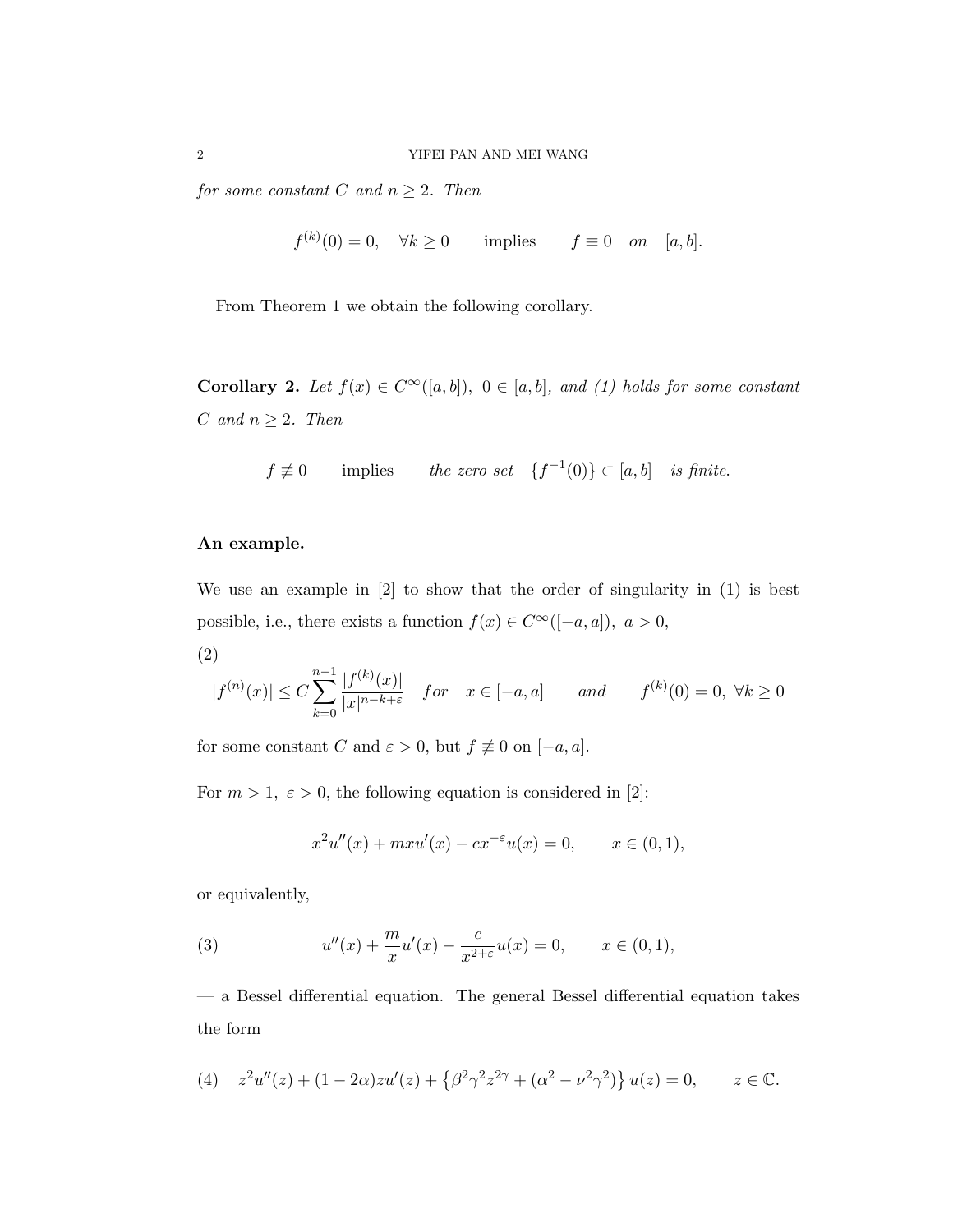*for some constant $C$ and $n \geq 2$. Then*

$$f^{(k)}(0) = 0, \quad \forall k \geq 0 \qquad \text{implies} \qquad f \equiv 0 \quad \text{on} \quad [a,b].$$

From Theorem 1 we obtain the following corollary.

**Corollary 2.** *Let $f(x) \in C^\infty([a,b])$, $0 \in [a,b]$, and (1) holds for some constant $C$ and $n \geq 2$. Then*

$$f \not\equiv 0 \qquad \text{implies} \qquad \textit{the zero set} \quad \{f^{-1}(0)\} \subset [a,b] \quad \textit{is finite.}$$

**An example.**

We use an example in [2] to show that the order of singularity in (1) is best possible, i.e., there exists a function $f(x) \in C^\infty([-a,a])$, $a > 0$,

(2)
$$|f^{(n)}(x)| \leq C \sum_{k=0}^{n-1} \frac{|f^{(k)}(x)|}{|x|^{n-k+\varepsilon}} \quad \text{for} \quad x \in [-a,a] \qquad \text{and} \qquad f^{(k)}(0) = 0, \ \forall k \geq 0$$

for some constant $C$ and $\varepsilon > 0$, but $f \not\equiv 0$ on $[-a,a]$.

For $m > 1$, $\varepsilon > 0$, the following equation is considered in [2]:

$$x^2 u''(x) + mxu'(x) - cx^{-\varepsilon} u(x) = 0, \qquad x \in (0,1),$$

or equivalently,

$$u''(x) + \frac{m}{x} u'(x) - \frac{c}{x^{2+\varepsilon}} u(x) = 0, \qquad x \in (0,1), \tag{3}$$

— a Bessel differential equation. The general Bessel differential equation takes the form

$$z^2 u''(z) + (1-2\alpha) z u'(z) + \left\{\beta^2 \gamma^2 z^{2\gamma} + (\alpha^2 - \nu^2 \gamma^2)\right\} u(z) = 0, \qquad z \in \mathbb{C}. \tag{4}$$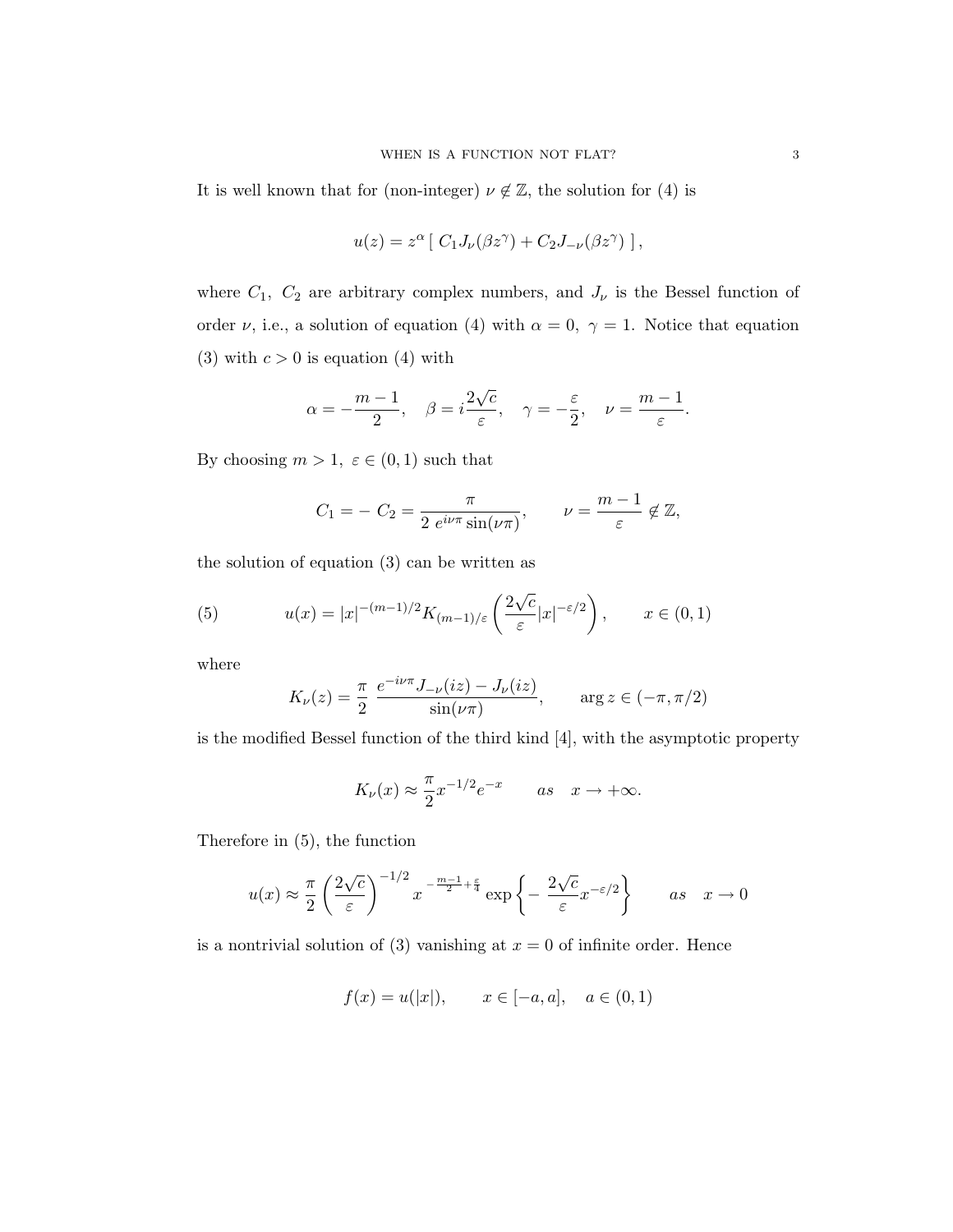It is well known that for (non-integer) $\nu \notin \mathbb{Z}$, the solution for (4) is

$$u(z) = z^{\alpha} \, [ \; C_1 J_{\nu}(\beta z^{\gamma}) + C_2 J_{-\nu}(\beta z^{\gamma}) \; ] \, ,$$

where $C_1, \; C_2$ are arbitrary complex numbers, and $J_{\nu}$ is the Bessel function of order $\nu$, i.e., a solution of equation (4) with $\alpha = 0, \; \gamma = 1$. Notice that equation (3) with $c > 0$ is equation (4) with

$$\alpha = -\frac{m-1}{2}, \quad \beta = i\frac{2\sqrt{c}}{\varepsilon}, \quad \gamma = -\frac{\varepsilon}{2}, \quad \nu = \frac{m-1}{\varepsilon}.$$

By choosing $m > 1, \; \varepsilon \in (0,1)$ such that

$$C_1 = - \, C_2 = \frac{\pi}{2 \; e^{i\nu\pi} \sin(\nu\pi)}, \qquad \nu = \frac{m-1}{\varepsilon} \notin \mathbb{Z},$$

the solution of equation (3) can be written as

$$u(x) = |x|^{-(m-1)/2} K_{(m-1)/\varepsilon}\left( \frac{2\sqrt{c}}{\varepsilon} |x|^{-\varepsilon/2} \right), \qquad x \in (0,1) \tag{5}$$

where

$$K_{\nu}(z) = \frac{\pi}{2} \; \frac{e^{-i\nu\pi} J_{-\nu}(iz) - J_{\nu}(iz)}{\sin(\nu\pi)}, \qquad \arg z \in (-\pi, \pi/2)$$

is the modified Bessel function of the third kind [4], with the asymptotic property

$$K_{\nu}(x) \approx \frac{\pi}{2} x^{-1/2} e^{-x} \qquad as \quad x \to +\infty.$$

Therefore in (5), the function

$$u(x) \approx \frac{\pi}{2} \left( \frac{2\sqrt{c}}{\varepsilon} \right)^{-1/2} x^{\, -\frac{m-1}{2} + \frac{\varepsilon}{4}} \exp\left\{ - \, \frac{2\sqrt{c}}{\varepsilon} x^{-\varepsilon/2} \right\} \qquad as \quad x \to 0$$

is a nontrivial solution of (3) vanishing at $x = 0$ of infinite order. Hence

$$f(x) = u(|x|), \qquad x \in [-a, a], \quad a \in (0,1)$$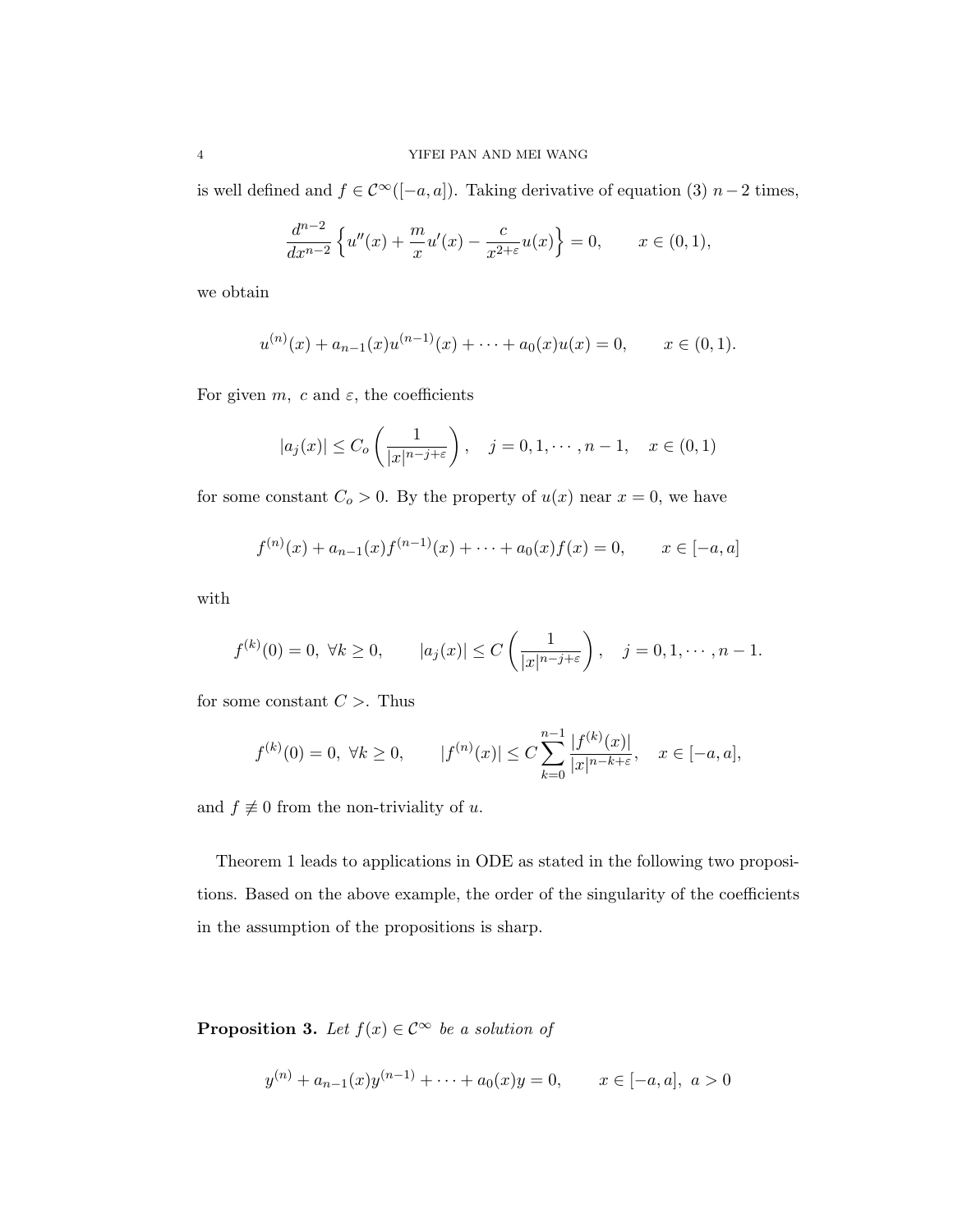is well defined and $f \in \mathcal{C}^\infty([-a,a])$. Taking derivative of equation (3) $n-2$ times,

$$\frac{d^{n-2}}{dx^{n-2}} \left\{ u''(x) + \frac{m}{x} u'(x) - \frac{c}{x^{2+\varepsilon}} u(x) \right\} = 0, \qquad x \in (0,1),$$

we obtain

$$u^{(n)}(x) + a_{n-1}(x) u^{(n-1)}(x) + \cdots + a_0(x) u(x) = 0, \qquad x \in (0,1).$$

For given $m$, $c$ and $\varepsilon$, the coefficients

$$|a_j(x)| \le C_o \left( \frac{1}{|x|^{n-j+\varepsilon}} \right), \quad j = 0, 1, \cdots, n-1, \quad x \in (0,1)$$

for some constant $C_o > 0$. By the property of $u(x)$ near $x = 0$, we have

$$f^{(n)}(x) + a_{n-1}(x) f^{(n-1)}(x) + \cdots + a_0(x) f(x) = 0, \qquad x \in [-a,a]$$

with

$$f^{(k)}(0) = 0, \ \forall k \ge 0, \qquad |a_j(x)| \le C \left( \frac{1}{|x|^{n-j+\varepsilon}} \right), \quad j = 0, 1, \cdots, n-1.$$

for some constant $C >$. Thus

$$f^{(k)}(0) = 0, \ \forall k \ge 0, \qquad |f^{(n)}(x)| \le C \sum_{k=0}^{n-1} \frac{|f^{(k)}(x)|}{|x|^{n-k+\varepsilon}}, \quad x \in [-a,a],$$

and $f \not\equiv 0$ from the non-triviality of $u$.

Theorem 1 leads to applications in ODE as stated in the following two propositions. Based on the above example, the order of the singularity of the coefficients in the assumption of the propositions is sharp.

**Proposition 3.** *Let $f(x) \in \mathcal{C}^\infty$ be a solution of*

$$y^{(n)} + a_{n-1}(x) y^{(n-1)} + \cdots + a_0(x) y = 0, \qquad x \in [-a,a], \ a > 0$$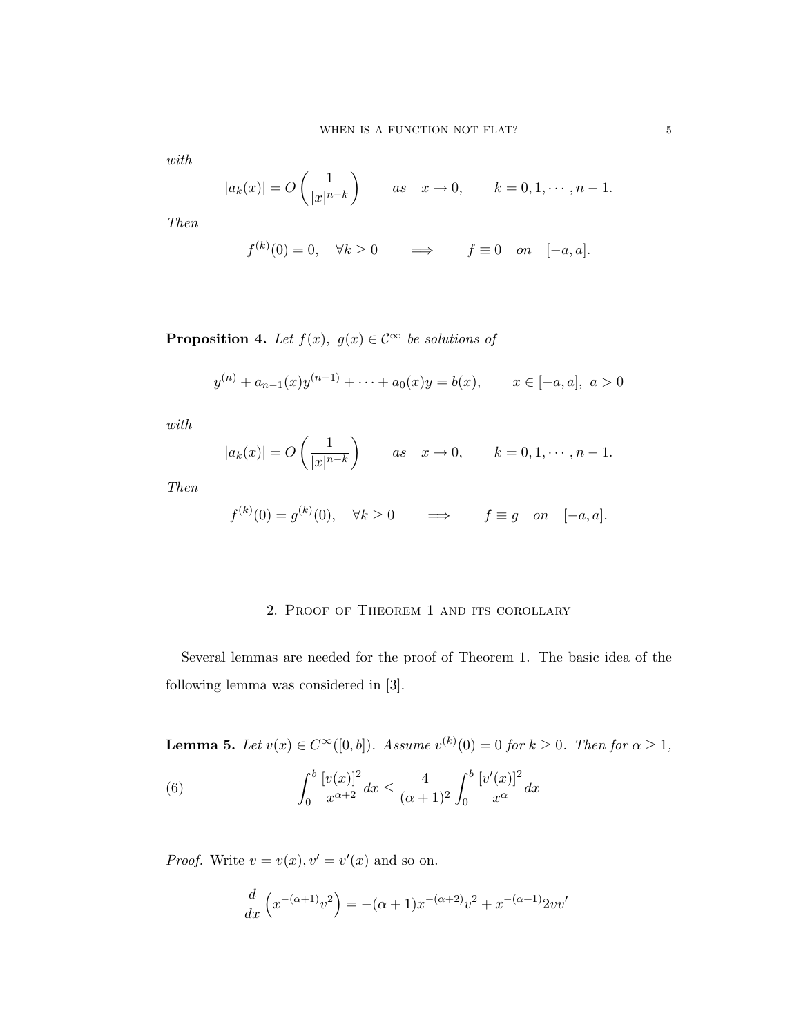*with*

$$|a_k(x)| = O\left(\frac{1}{|x|^{n-k}}\right) \qquad as \quad x \to 0, \qquad k = 0, 1, \cdots, n-1.$$

*Then*

$$f^{(k)}(0) = 0, \quad \forall k \geq 0 \qquad \Longrightarrow \qquad f \equiv 0 \quad on \quad [-a, a].$$

**Proposition 4.** *Let $f(x),\ g(x) \in \mathcal{C}^\infty$ be solutions of*

$$y^{(n)} + a_{n-1}(x) y^{(n-1)} + \cdots + a_0(x) y = b(x), \qquad x \in [-a, a],\ a > 0$$

*with*

$$|a_k(x)| = O\left(\frac{1}{|x|^{n-k}}\right) \qquad as \quad x \to 0, \qquad k = 0, 1, \cdots, n-1.$$

*Then*

$$f^{(k)}(0) = g^{(k)}(0), \quad \forall k \geq 0 \qquad \Longrightarrow \qquad f \equiv g \quad on \quad [-a, a].$$

## 2. Proof of Theorem 1 and its corollary

Several lemmas are needed for the proof of Theorem 1. The basic idea of the following lemma was considered in [3].

**Lemma 5.** *Let $v(x) \in C^\infty([0, b])$. Assume $v^{(k)}(0) = 0$ for $k \geq 0$. Then for $\alpha \geq 1$,*

$$\int_0^b \frac{[v(x)]^2}{x^{\alpha+2}} dx \leq \frac{4}{(\alpha+1)^2} \int_0^b \frac{[v'(x)]^2}{x^\alpha} dx \tag{6}$$

*Proof.* Write $v = v(x), v' = v'(x)$ and so on.

$$\frac{d}{dx}\left(x^{-(\alpha+1)} v^2\right) = -(\alpha+1) x^{-(\alpha+2)} v^2 + x^{-(\alpha+1)} 2vv'$$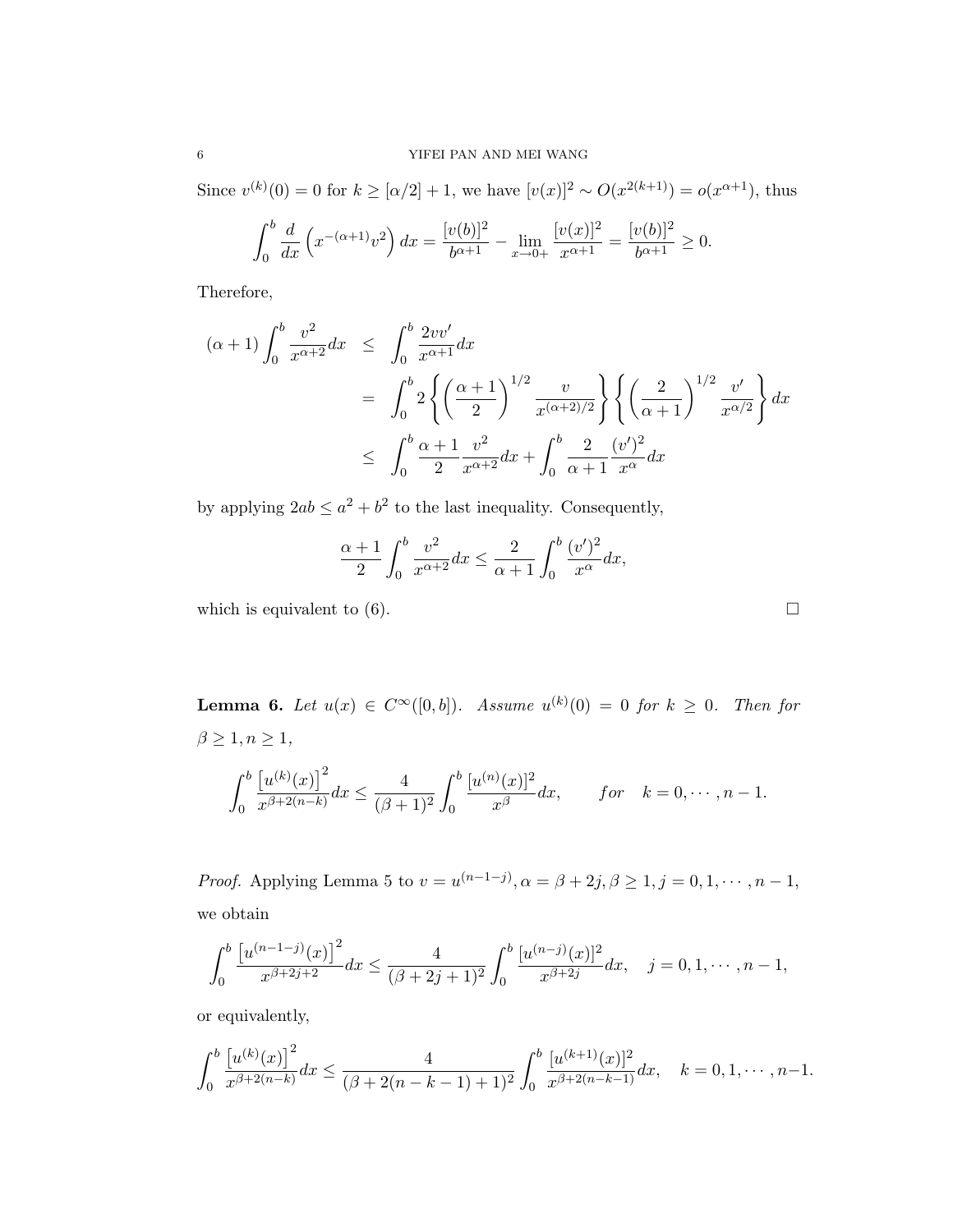Since $v^{(k)}(0) = 0$ for $k \geq [\alpha/2] + 1$, we have $[v(x)]^2 \sim O(x^{2(k+1)}) = o(x^{\alpha+1})$, thus

$$\int_0^b \frac{d}{dx}\left(x^{-(\alpha+1)}v^2\right) dx = \frac{[v(b)]^2}{b^{\alpha+1}} - \lim_{x\to 0+} \frac{[v(x)]^2}{x^{\alpha+1}} = \frac{[v(b)]^2}{b^{\alpha+1}} \geq 0.$$

Therefore,

$$\begin{aligned}
(\alpha+1)\int_0^b \frac{v^2}{x^{\alpha+2}}dx &\leq \int_0^b \frac{2vv'}{x^{\alpha+1}}dx \\
&= \int_0^b 2\left\{\left(\frac{\alpha+1}{2}\right)^{1/2} \frac{v}{x^{(\alpha+2)/2}}\right\}\left\{\left(\frac{2}{\alpha+1}\right)^{1/2} \frac{v'}{x^{\alpha/2}}\right\} dx \\
&\leq \int_0^b \frac{\alpha+1}{2}\frac{v^2}{x^{\alpha+2}}dx + \int_0^b \frac{2}{\alpha+1}\frac{(v')^2}{x^\alpha}dx
\end{aligned}$$

by applying $2ab \leq a^2 + b^2$ to the last inequality. Consequently,

$$\frac{\alpha+1}{2}\int_0^b \frac{v^2}{x^{\alpha+2}}dx \leq \frac{2}{\alpha+1}\int_0^b \frac{(v')^2}{x^\alpha}dx,$$

which is equivalent to (6). $\square$

**Lemma 6.** *Let $u(x) \in C^\infty([0,b])$. Assume $u^{(k)}(0) = 0$ for $k \geq 0$. Then for $\beta \geq 1, n \geq 1$,*

$$\int_0^b \frac{\left[u^{(k)}(x)\right]^2}{x^{\beta+2(n-k)}}dx \leq \frac{4}{(\beta+1)^2}\int_0^b \frac{[u^{(n)}(x)]^2}{x^\beta}dx, \qquad for \quad k = 0, \cdots, n-1.$$

*Proof.* Applying Lemma 5 to $v = u^{(n-1-j)}, \alpha = \beta + 2j, \beta \geq 1, j = 0, 1, \cdots, n-1$, we obtain

$$\int_0^b \frac{\left[u^{(n-1-j)}(x)\right]^2}{x^{\beta+2j+2}}dx \leq \frac{4}{(\beta+2j+1)^2}\int_0^b \frac{[u^{(n-j)}(x)]^2}{x^{\beta+2j}}dx, \quad j = 0, 1, \cdots, n-1,$$

or equivalently,

$$\int_0^b \frac{\left[u^{(k)}(x)\right]^2}{x^{\beta+2(n-k)}}dx \leq \frac{4}{(\beta+2(n-k-1)+1)^2}\int_0^b \frac{[u^{(k+1)}(x)]^2}{x^{\beta+2(n-k-1)}}dx, \quad k = 0, 1, \cdots, n-1.$$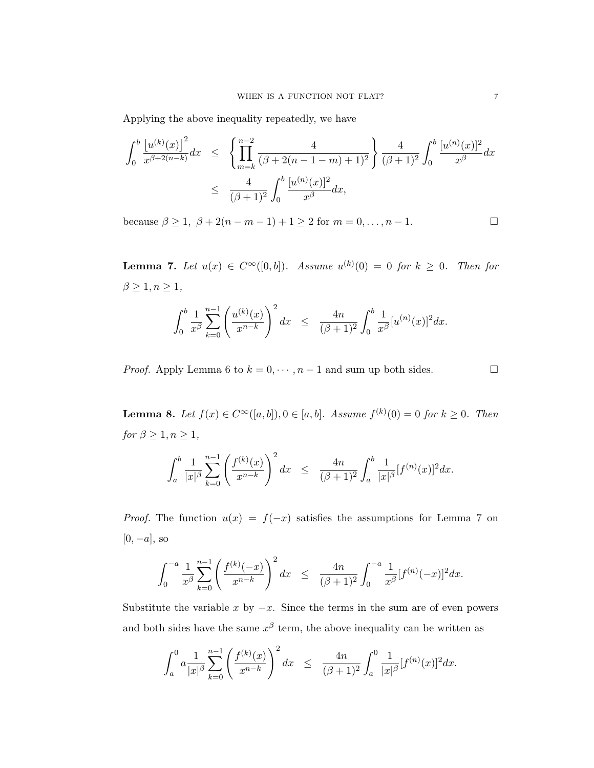Applying the above inequality repeatedly, we have

$$
\begin{aligned}
\int_0^b \frac{\left[u^{(k)}(x)\right]^2}{x^{\beta+2(n-k)}}dx &\leq \left\{\prod_{m=k}^{n-2} \frac{4}{(\beta+2(n-1-m)+1)^2}\right\} \frac{4}{(\beta+1)^2}\int_0^b \frac{[u^{(n)}(x)]^2}{x^\beta}dx \\
&\leq \frac{4}{(\beta+1)^2}\int_0^b \frac{[u^{(n)}(x)]^2}{x^\beta}dx,
\end{aligned}
$$

because $\beta \geq 1,\ \beta + 2(n-m-1)+1 \geq 2$ for $m = 0, \ldots, n-1$. $\square$

**Lemma 7.** *Let $u(x) \in C^\infty([0,b])$. Assume $u^{(k)}(0) = 0$ for $k \geq 0$. Then for $\beta \geq 1, n \geq 1$,*

$$
\int_0^b \frac{1}{x^\beta}\sum_{k=0}^{n-1}\left(\frac{u^{(k)}(x)}{x^{n-k}}\right)^2 dx \;\; \leq \;\; \frac{4n}{(\beta+1)^2}\int_0^b \frac{1}{x^\beta}[u^{(n)}(x)]^2 dx.
$$

*Proof.* Apply Lemma 6 to $k = 0, \cdots, n-1$ and sum up both sides. $\square$

**Lemma 8.** *Let $f(x) \in C^\infty([a,b]), 0 \in [a,b]$. Assume $f^{(k)}(0) = 0$ for $k \geq 0$. Then for $\beta \geq 1, n \geq 1$,*

$$
\int_a^b \frac{1}{|x|^\beta}\sum_{k=0}^{n-1}\left(\frac{f^{(k)}(x)}{x^{n-k}}\right)^2 dx \;\; \leq \;\; \frac{4n}{(\beta+1)^2}\int_a^b \frac{1}{|x|^\beta}[f^{(n)}(x)]^2 dx.
$$

*Proof.* The function $u(x) = f(-x)$ satisfies the assumptions for Lemma 7 on $[0, -a]$, so

$$
\int_0^{-a} \frac{1}{x^\beta}\sum_{k=0}^{n-1}\left(\frac{f^{(k)}(-x)}{x^{n-k}}\right)^2 dx \;\; \leq \;\; \frac{4n}{(\beta+1)^2}\int_0^{-a} \frac{1}{x^\beta}[f^{(n)}(-x)]^2 dx.
$$

Substitute the variable $x$ by $-x$. Since the terms in the sum are of even powers and both sides have the same $x^\beta$ term, the above inequality can be written as

$$
\int_a^0 a\frac{1}{|x|^\beta}\sum_{k=0}^{n-1}\left(\frac{f^{(k)}(x)}{x^{n-k}}\right)^2 dx \;\; \leq \;\; \frac{4n}{(\beta+1)^2}\int_a^0 \frac{1}{|x|^\beta}[f^{(n)}(x)]^2 dx.
$$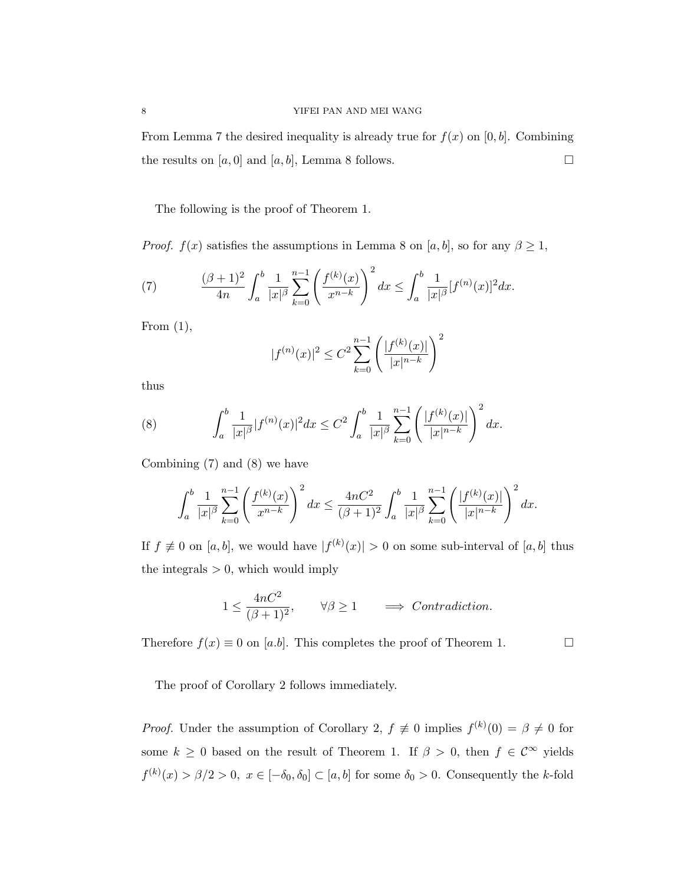From Lemma 7 the desired inequality is already true for $f(x)$ on $[0, b]$. Combining the results on $[a, 0]$ and $[a, b]$, Lemma 8 follows. $\square$

The following is the proof of Theorem 1.

*Proof.* $f(x)$ satisfies the assumptions in Lemma 8 on $[a, b]$, so for any $\beta \geq 1$,

$$\frac{(\beta+1)^2}{4n} \int_a^b \frac{1}{|x|^\beta} \sum_{k=0}^{n-1} \left( \frac{f^{(k)}(x)}{x^{n-k}} \right)^2 dx \leq \int_a^b \frac{1}{|x|^\beta} [f^{(n)}(x)]^2 dx. \tag{7}$$

From (1),

$$|f^{(n)}(x)|^2 \leq C^2 \sum_{k=0}^{n-1} \left( \frac{|f^{(k)}(x)|}{|x|^{n-k}} \right)^2$$

thus

$$\int_a^b \frac{1}{|x|^\beta} |f^{(n)}(x)|^2 dx \leq C^2 \int_a^b \frac{1}{|x|^\beta} \sum_{k=0}^{n-1} \left( \frac{|f^{(k)}(x)|}{|x|^{n-k}} \right)^2 dx. \tag{8}$$

Combining (7) and (8) we have

$$\int_a^b \frac{1}{|x|^\beta} \sum_{k=0}^{n-1} \left( \frac{f^{(k)}(x)}{x^{n-k}} \right)^2 dx \leq \frac{4nC^2}{(\beta+1)^2} \int_a^b \frac{1}{|x|^\beta} \sum_{k=0}^{n-1} \left( \frac{|f^{(k)}(x)|}{|x|^{n-k}} \right)^2 dx.$$

If $f \not\equiv 0$ on $[a, b]$, we would have $|f^{(k)}(x)| > 0$ on some sub-interval of $[a, b]$ thus the integrals $> 0$, which would imply

$$1 \leq \frac{4nC^2}{(\beta+1)^2}, \qquad \forall \beta \geq 1 \qquad \Longrightarrow \textit{ Contradiction.}$$

Therefore $f(x) \equiv 0$ on $[a.b]$. This completes the proof of Theorem 1. $\square$

The proof of Corollary 2 follows immediately.

*Proof.* Under the assumption of Corollary 2, $f \not\equiv 0$ implies $f^{(k)}(0) = \beta \neq 0$ for some $k \geq 0$ based on the result of Theorem 1. If $\beta > 0$, then $f \in \mathcal{C}^\infty$ yields $f^{(k)}(x) > \beta/2 > 0,\ x \in [-\delta_0, \delta_0] \subset [a, b]$ for some $\delta_0 > 0$. Consequently the $k$-fold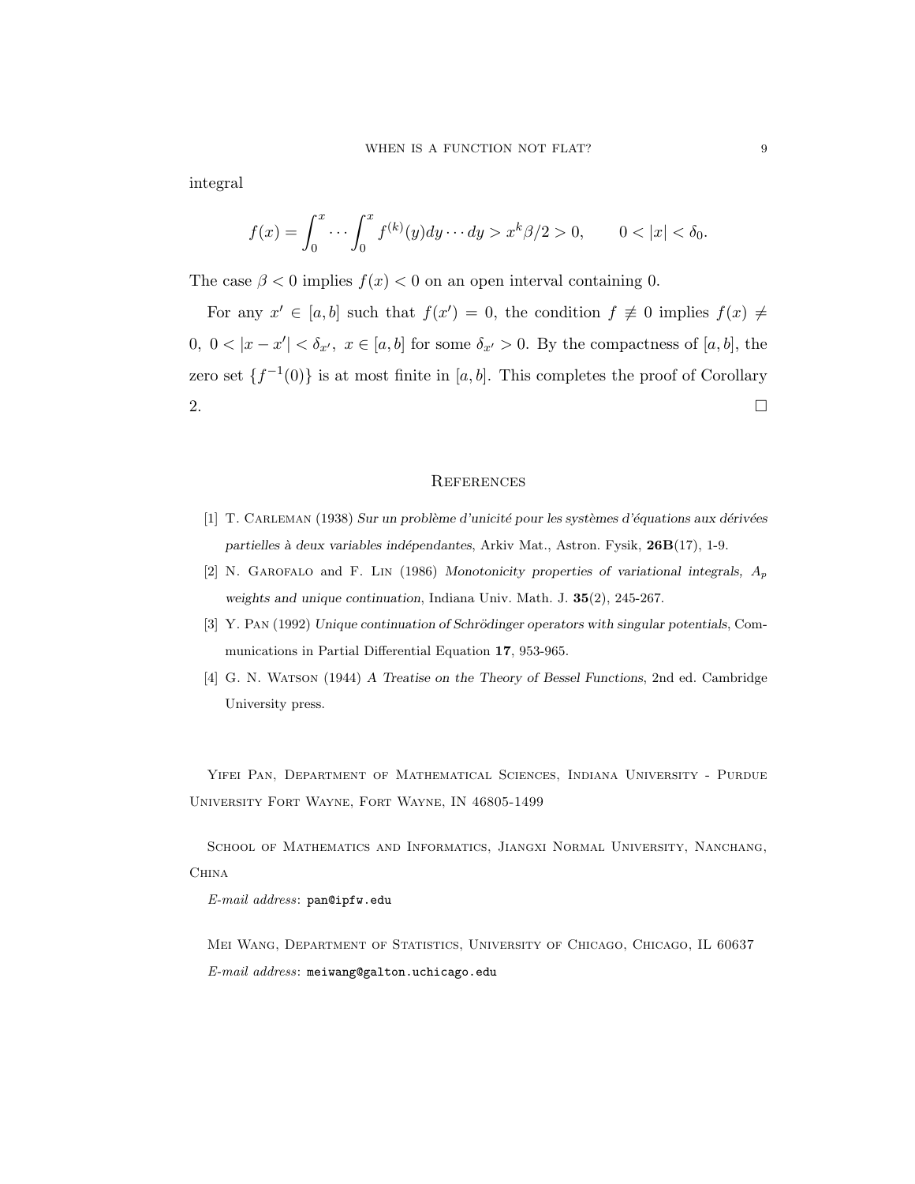integral

$$f(x) = \int_0^x \cdots \int_0^x f^{(k)}(y)dy \cdots dy > x^k\beta/2 > 0, \qquad 0 < |x| < \delta_0.$$

The case $\beta < 0$ implies $f(x) < 0$ on an open interval containing 0.

For any $x' \in [a, b]$ such that $f(x') = 0$, the condition $f \not\equiv 0$ implies $f(x) \neq 0,\ 0 < |x - x'| < \delta_{x'},\ x \in [a, b]$ for some $\delta_{x'} > 0$. By the compactness of $[a, b]$, the zero set $\{f^{-1}(0)\}$ is at most finite in $[a, b]$. This completes the proof of Corollary 2. $\square$

## References

[1] T. Carleman (1938) *Sur un problème d'unicité pour les systèmes d'équations aux dérivées partielles à deux variables indépendantes*, Arkiv Mat., Astron. Fysik, **26B**(17), 1-9.

[2] N. Garofalo and F. Lin (1986) *Monotonicity properties of variational integrals, $A_p$ weights and unique continuation*, Indiana Univ. Math. J. **35**(2), 245-267.

[3] Y. Pan (1992) *Unique continuation of Schrödinger operators with singular potentials*, Communications in Partial Differential Equation **17**, 953-965.

[4] G. N. Watson (1944) *A Treatise on the Theory of Bessel Functions*, 2nd ed. Cambridge University press.

Yifei Pan, Department of Mathematical Sciences, Indiana University - Purdue University Fort Wayne, Fort Wayne, IN 46805-1499

School of Mathematics and Informatics, Jiangxi Normal University, Nanchang, China

*E-mail address*: pan@ipfw.edu

Mei Wang, Department of Statistics, University of Chicago, Chicago, IL 60637

*E-mail address*: meiwang@galton.uchicago.edu